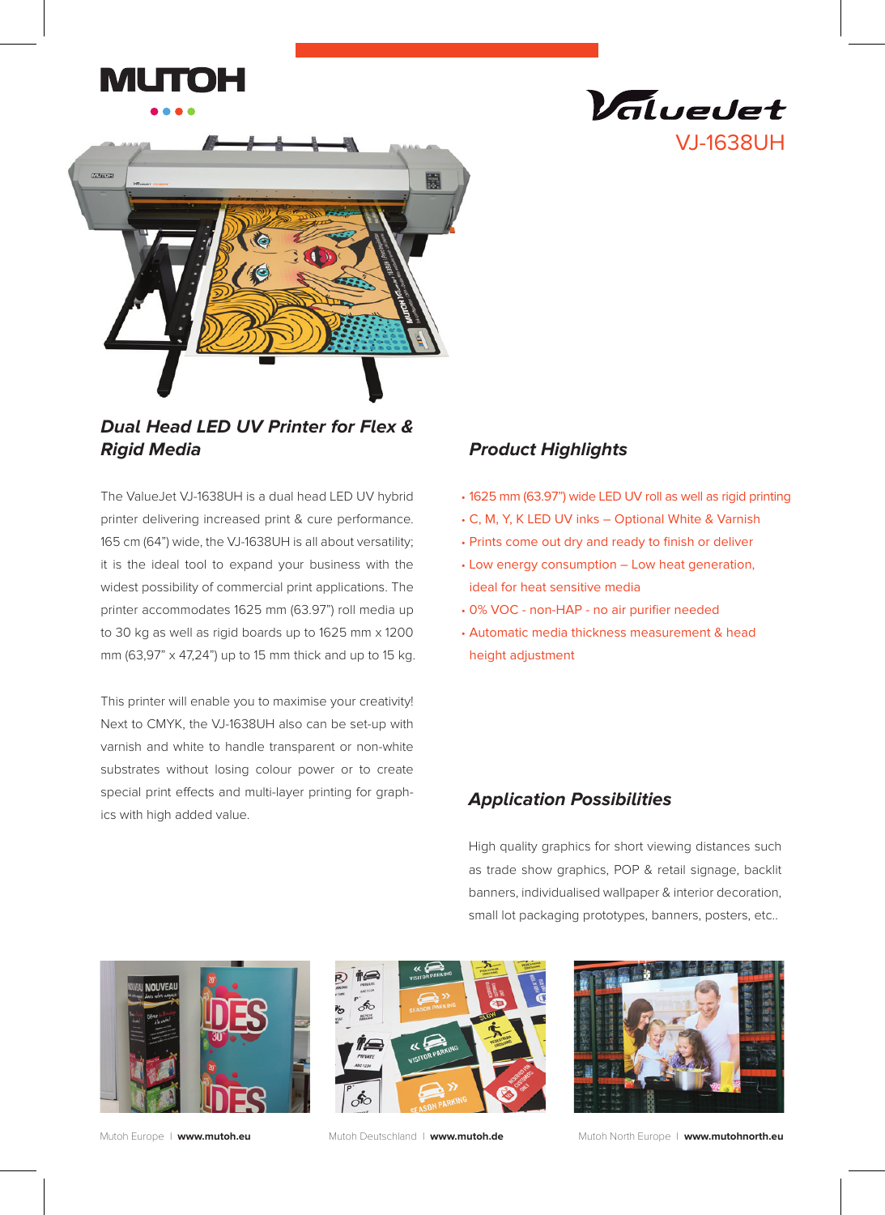MUTOH

# ValueJet VJ-1638UH

## Dual Head LED UV Printer for Flex & Rigid Media

The ValueJet VJ-1638UH is a dual head LED UV hybrid printer delivering increased print & cure performance. 165 cm (64") wide, the VJ-1638UH is all about versatility; it is the ideal tool to expand your business with the widest possibility of commercial print applications. The printer accommodates 1625 mm (63.97") roll media up to 30 kg as well as rigid boards up to 1625 mm x 1200 mm (63,97" x 47,24") up to 15 mm thick and up to 15 kg.

This printer will enable you to maximise your creativity! Next to CMYK, the VJ-1638UH also can be set-up with varnish and white to handle transparent or non-white substrates without losing colour power or to create special print effects and multi-layer printing for graphics with high added value.

## Product Highlights

- 1625 mm (63.97") wide LED UV roll as well as rigid printing
- C, M, Y, K LED UV inks – Optional White & Varnish
- Prints come out dry and ready to finish or deliver
- Low energy consumption – Low heat generation, ideal for heat sensitive media
- 0% VOC - non-HAP - no air purifier needed
- Automatic media thickness measurement & head height adjustment

## Application Possibilities

High quality graphics for short viewing distances such as trade show graphics, POP & retail signage, backlit banners, individualised wallpaper & interior decoration, small lot packaging prototypes, banners, posters, etc..

Mutoh Europe | **www.mutoh.eu** Mutoh Deutschland | **www.mutoh.de** Mutoh North Europe | **www.mutohnorth.eu**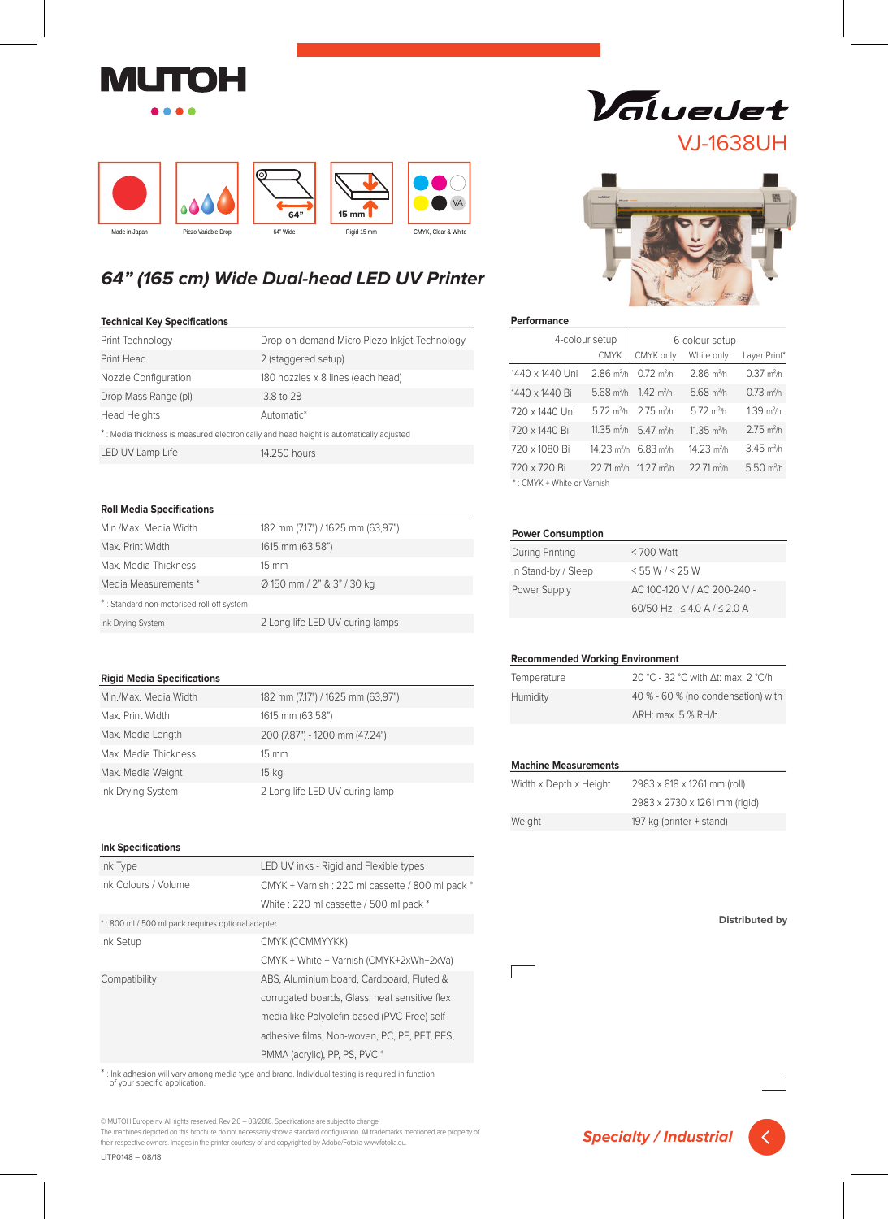# MUTOH

## ValueJet VJ-1638UH

Made in Japan | Piezo Variable Drop | 64" Wide | Rigid 15 mm | CMYK, Clear & White

## *64" (165 cm) Wide Dual-head LED UV Printer*

### Technical Key Specifications

| | |
|---|---|
| Print Technology | Drop-on-demand Micro Piezo Inkjet Technology |
| Print Head | 2 (staggered setup) |
| Nozzle Configuration | 180 nozzles x 8 lines (each head) |
| Drop Mass Range (pl) | 3.8 to 28 |
| Head Heights | Automatic* |
| * : Media thickness is measured electronically and head height is automatically adjusted | |
| LED UV Lamp Life | 14.250 hours |

### Roll Media Specifications

| | |
|---|---|
| Min./Max. Media Width | 182 mm (7.17") / 1625 mm (63,97") |
| Max. Print Width | 1615 mm (63,58") |
| Max. Media Thickness | 15 mm |
| Media Measurements * | Ø 150 mm / 2" & 3" / 30 kg |
| * : Standard non-motorised roll-off system | |
| Ink Drying System | 2 Long life LED UV curing lamps |

### Rigid Media Specifications

| | |
|---|---|
| Min./Max. Media Width | 182 mm (7.17") / 1625 mm (63,97") |
| Max. Print Width | 1615 mm (63,58") |
| Max. Media Length | 200 (7.87") - 1200 mm (47.24") |
| Max. Media Thickness | 15 mm |
| Max. Media Weight | 15 kg |
| Ink Drying System | 2 Long life LED UV curing lamp |

### Ink Specifications

| | |
|---|---|
| Ink Type | LED UV inks - Rigid and Flexible types |
| Ink Colours / Volume | CMYK + Varnish : 220 ml cassette / 800 ml pack * <br> White : 220 ml cassette / 500 ml pack * |
| * : 800 ml / 500 ml pack requires optional adapter | |
| Ink Setup | CMYK (CCMMYYKK) <br> CMYK + White + Varnish (CMYK+2xWh+2xVa) |
| Compatibility | ABS, Aluminium board, Cardboard, Fluted & corrugated boards, Glass, heat sensitive flex media like Polyolefin-based (PVC-Free) self-adhesive films, Non-woven, PC, PE, PET, PES, PMMA (acrylic), PP, PS, PVC * |

* : Ink adhesion will vary among media type and brand. Individual testing is required in function of your specific application.

### Performance

| | 4-colour setup | 6-colour setup | | |
|---|---|---|---|---|
| | CMYK | CMYK only | White only | Layer Print* |
| 1440 x 1440 Uni | 2.86 m²/h | 0.72 m²/h | 2.86 m²/h | 0.37 m²/h |
| 1440 x 1440 Bi | 5.68 m²/h | 1.42 m²/h | 5.68 m²/h | 0.73 m²/h |
| 720 x 1440 Uni | 5.72 m²/h | 2.75 m²/h | 5.72 m²/h | 1.39 m²/h |
| 720 x 1440 Bi | 11.35 m²/h | 5.47 m²/h | 11.35 m²/h | 2.75 m²/h |
| 720 x 1080 Bi | 14.23 m²/h | 6.83 m²/h | 14.23 m²/h | 3.45 m²/h |
| 720 x 720 Bi | 22.71 m²/h | 11.27 m²/h | 22.71 m²/h | 5.50 m²/h |

* : CMYK + White or Varnish

### Power Consumption

| | |
|---|---|
| During Printing | < 700 Watt |
| In Stand-by / Sleep | < 55 W / < 25 W |
| Power Supply | AC 100-120 V / AC 200-240 - 60/50 Hz - ≤ 4.0 A / ≤ 2.0 A |

### Recommended Working Environment

| | |
|---|---|
| Temperature | 20 °C - 32 °C with Δt: max. 2 °C/h |
| Humidity | 40 % - 60 % (no condensation) with ΔRH: max. 5 % RH/h |

### Machine Measurements

| | |
|---|---|
| Width x Depth x Height | 2983 x 818 x 1261 mm (roll) <br> 2983 x 2730 x 1261 mm (rigid) |
| Weight | 197 kg (printer + stand) |

**Distributed by**

© MUTOH Europe nv. All rights reserved. Rev 2.0 – 08/2018. Specifications are subject to change.
The machines depicted on this brochure do not necessarily show a standard configuration. All trademarks mentioned are property of their respective owners. Images in the printer courtesy of and copyrighted by Adobe/Fotolia www.fotolia.eu.
LITP0148 – 08/18

***Specialty / Industrial***